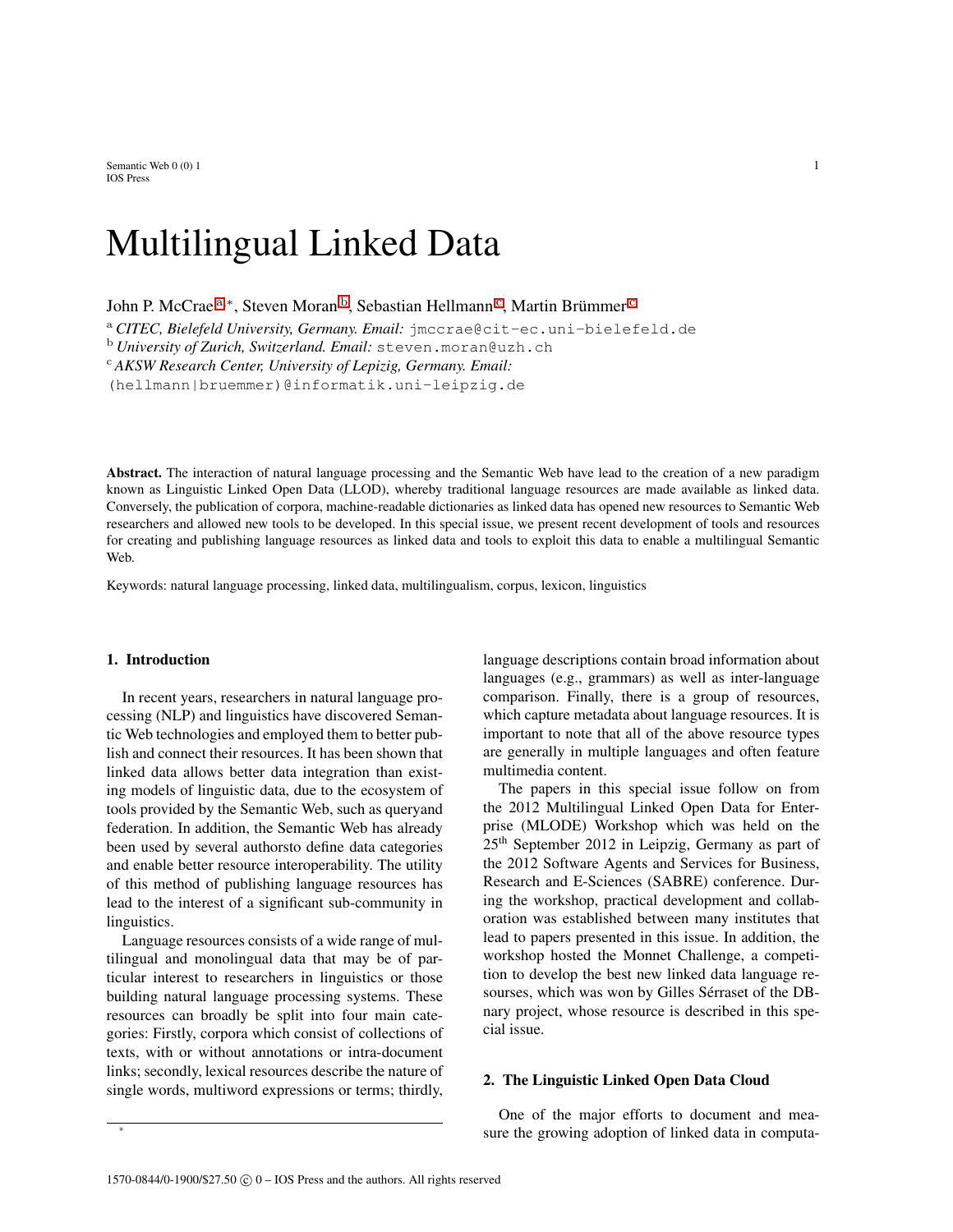# Multilingual Linked Data

John P. McCrae[a]*, Steven Moran[b], Sebastian Hellmann[c], Martin Brümmer[c]

[a] *CITEC, Bielefeld University, Germany. Email:* jmccrae@cit-ec.uni-bielefeld.de

[b] *University of Zurich, Switzerland. Email:* steven.moran@uzh.ch

[c] *AKSW Research Center, University of Lepizig, Germany. Email:* (hellmann|bruemmer)@informatik.uni-leipzig.de

**Abstract.** The interaction of natural language processing and the Semantic Web have lead to the creation of a new paradigm known as Linguistic Linked Open Data (LLOD), whereby traditional language resources are made available as linked data. Conversely, the publication of corpora, machine-readable dictionaries as linked data has opened new resources to Semantic Web researchers and allowed new tools to be developed. In this special issue, we present recent development of tools and resources for creating and publishing language resources as linked data and tools to exploit this data to enable a multilingual Semantic Web.

Keywords: natural language processing, linked data, multilingualism, corpus, lexicon, linguistics

## 1. Introduction

In recent years, researchers in natural language processing (NLP) and linguistics have discovered Semantic Web technologies and employed them to better publish and connect their resources. It has been shown that linked data allows better data integration than existing models of linguistic data, due to the ecosystem of tools provided by the Semantic Web, such as queryand federation. In addition, the Semantic Web has already been used by several authorsto define data categories and enable better resource interoperability. The utility of this method of publishing language resources has lead to the interest of a significant sub-community in linguistics.

Language resources consists of a wide range of multilingual and monolingual data that may be of particular interest to researchers in linguistics or those building natural language processing systems. These resources can broadly be split into four main categories: Firstly, corpora which consist of collections of texts, with or without annotations or intra-document links; secondly, lexical resources describe the nature of single words, multiword expressions or terms; thirdly, language descriptions contain broad information about languages (e.g., grammars) as well as inter-language comparison. Finally, there is a group of resources, which capture metadata about language resources. It is important to note that all of the above resource types are generally in multiple languages and often feature multimedia content.

The papers in this special issue follow on from the 2012 Multilingual Linked Open Data for Enterprise (MLODE) Workshop which was held on the 25th September 2012 in Leipzig, Germany as part of the 2012 Software Agents and Services for Business, Research and E-Sciences (SABRE) conference. During the workshop, practical development and collaboration was established between many institutes that lead to papers presented in this issue. In addition, the workshop hosted the Monnet Challenge, a competition to develop the best new linked data language resourses, which was won by Gilles Sérraset of the DBnary project, whose resource is described in this special issue.

## 2. The Linguistic Linked Open Data Cloud

One of the major efforts to document and measure the growing adoption of linked data in computa-

*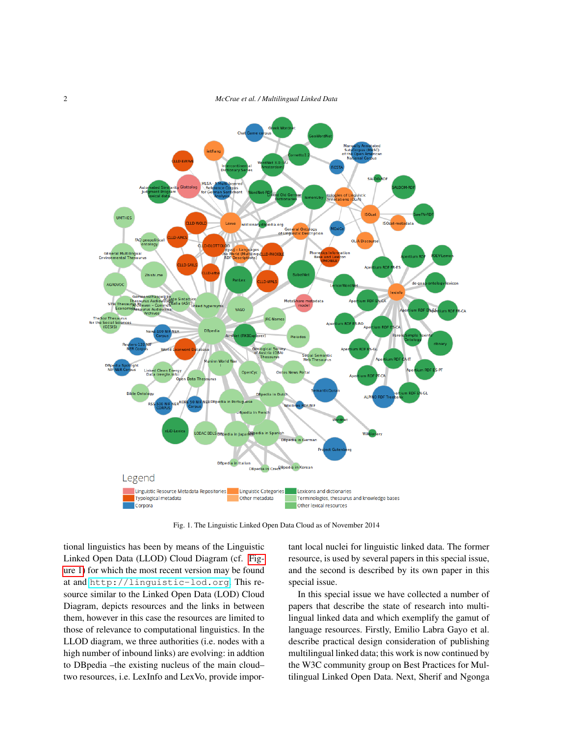Legend

Linguistic Resource Metadata Repositories
Linguistic Categories
Lexicons and dictionaries
Typological metadata
Other metadata
Terminologies, thesaurus and knowledge bases
Corpora
Other lexical resources

Fig. 1. The Linguistic Linked Open Data Cloud as of November 2014

tional linguistics has been by means of the Linguistic Linked Open Data (LLOD) Cloud Diagram (cf. Figure 1) for which the most recent version may be found at and `http://linguistic-lod.org`. This resource similar to the Linked Open Data (LOD) Cloud Diagram, depicts resources and the links in between them, however in this case the resources are limited to those of relevance to computational linguistics. In the LLOD diagram, we three authorities (i.e. nodes with a high number of inbound links) are evolving: in addtion to DBpedia –the existing nucleus of the main cloud– two resources, i.e. LexInfo and LexVo, provide important local nuclei for linguistic linked data. The former resource, is used by several papers in this special issue, and the second is described by its own paper in this special issue.

In this special issue we have collected a number of papers that describe the state of research into multilingual linked data and which exemplify the gamut of language resources. Firstly, Emilio Labra Gayo et al. describe practical design consideration of publishing multilingual linked data; this work is now continued by the W3C community group on Best Practices for Multilingual Linked Open Data. Next, Sherif and Ngonga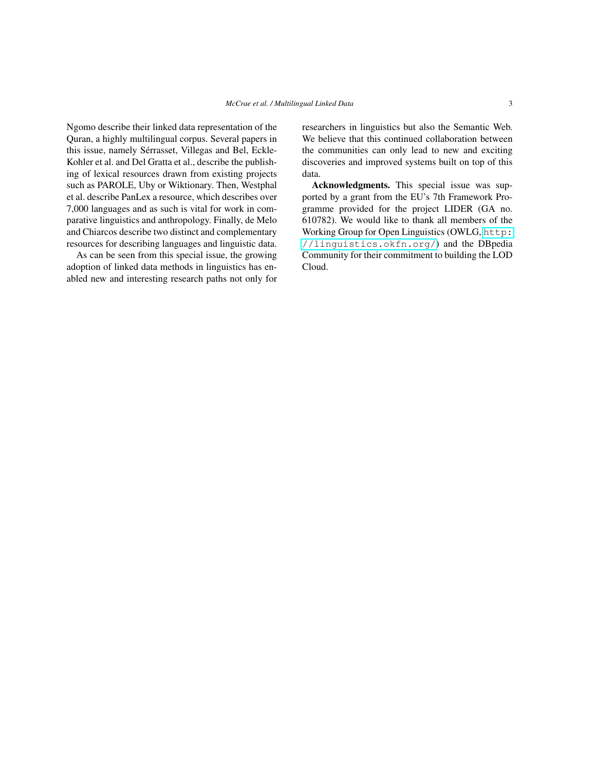Ngomo describe their linked data representation of the Quran, a highly multilingual corpus. Several papers in this issue, namely Sérrasset, Villegas and Bel, Eckle-Kohler et al. and Del Gratta et al., describe the publishing of lexical resources drawn from existing projects such as PAROLE, Uby or Wiktionary. Then, Westphal et al. describe PanLex a resource, which describes over 7,000 languages and as such is vital for work in comparative linguistics and anthropology. Finally, de Melo and Chiarcos describe two distinct and complementary resources for describing languages and linguistic data.

As can be seen from this special issue, the growing adoption of linked data methods in linguistics has enabled new and interesting research paths not only for researchers in linguistics but also the Semantic Web. We believe that this continued collaboration between the communities can only lead to new and exciting discoveries and improved systems built on top of this data.

**Acknowledgments.** This special issue was supported by a grant from the EU's 7th Framework Programme provided for the project LIDER (GA no. 610782). We would like to thank all members of the Working Group for Open Linguistics (OWLG, `http://linguistics.okfn.org/`) and the DBpedia Community for their commitment to building the LOD Cloud.